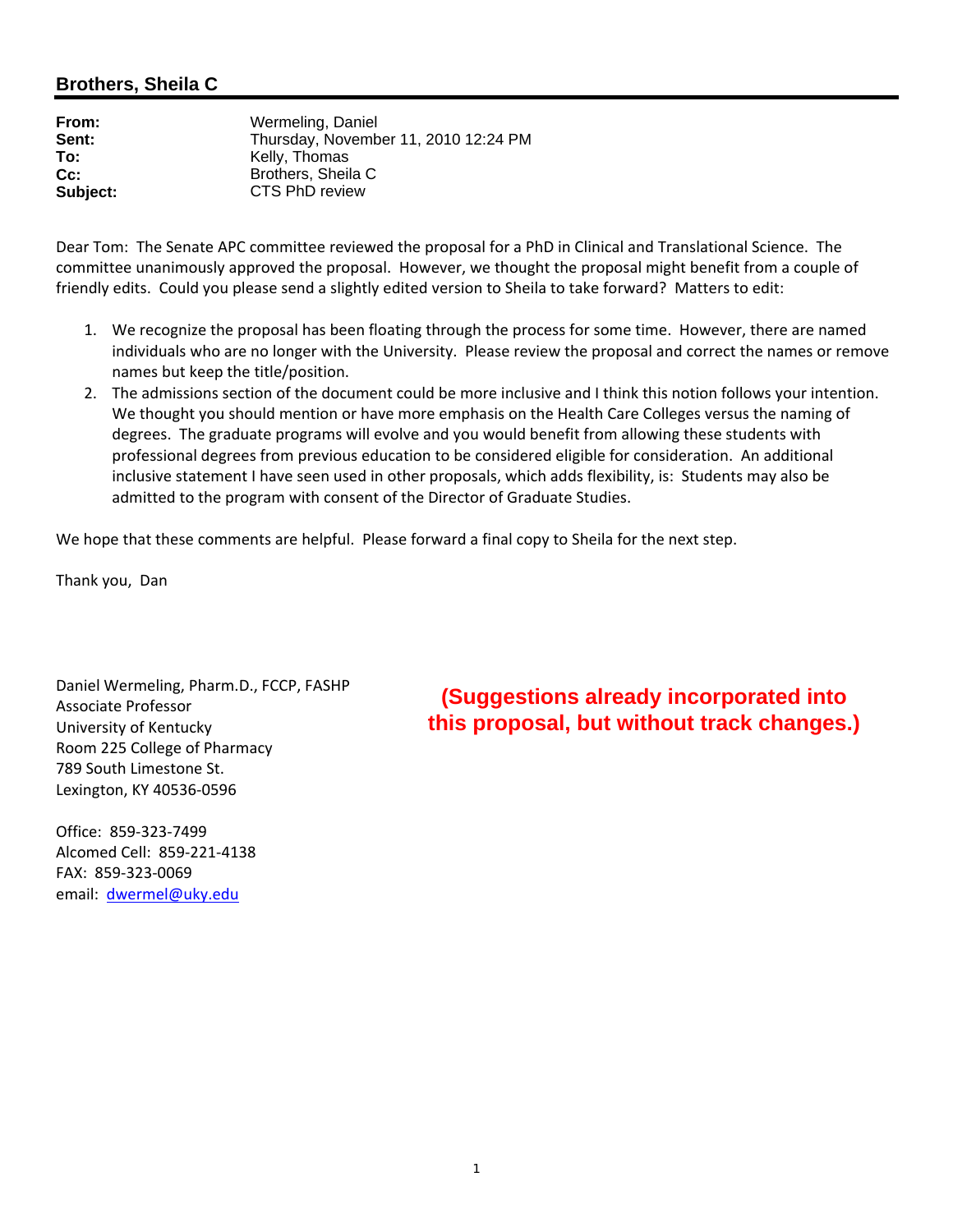## Brothers, Sheila C

**From:** Wermeling, Daniel
**Sent:** Thursday, November 11, 2010 12:24 PM
**To:** Kelly, Thomas
**Cc:** Brothers, Sheila C
**Subject:** CTS PhD review

Dear Tom: The Senate APC committee reviewed the proposal for a PhD in Clinical and Translational Science. The committee unanimously approved the proposal. However, we thought the proposal might benefit from a couple of friendly edits. Could you please send a slightly edited version to Sheila to take forward? Matters to edit:

1. We recognize the proposal has been floating through the process for some time. However, there are named individuals who are no longer with the University. Please review the proposal and correct the names or remove names but keep the title/position.
2. The admissions section of the document could be more inclusive and I think this notion follows your intention. We thought you should mention or have more emphasis on the Health Care Colleges versus the naming of degrees. The graduate programs will evolve and you would benefit from allowing these students with professional degrees from previous education to be considered eligible for consideration. An additional inclusive statement I have seen used in other proposals, which adds flexibility, is: Students may also be admitted to the program with consent of the Director of Graduate Studies.

We hope that these comments are helpful. Please forward a final copy to Sheila for the next step.

Thank you, Dan

Daniel Wermeling, Pharm.D., FCCP, FASHP
Associate Professor
University of Kentucky
Room 225 College of Pharmacy
789 South Limestone St.
Lexington, KY 40536-0596

Office: 859-323-7499
Alcomed Cell: 859-221-4138
FAX: 859-323-0069
email: dwermel@uky.edu

**(Suggestions already incorporated into this proposal, but without track changes.)**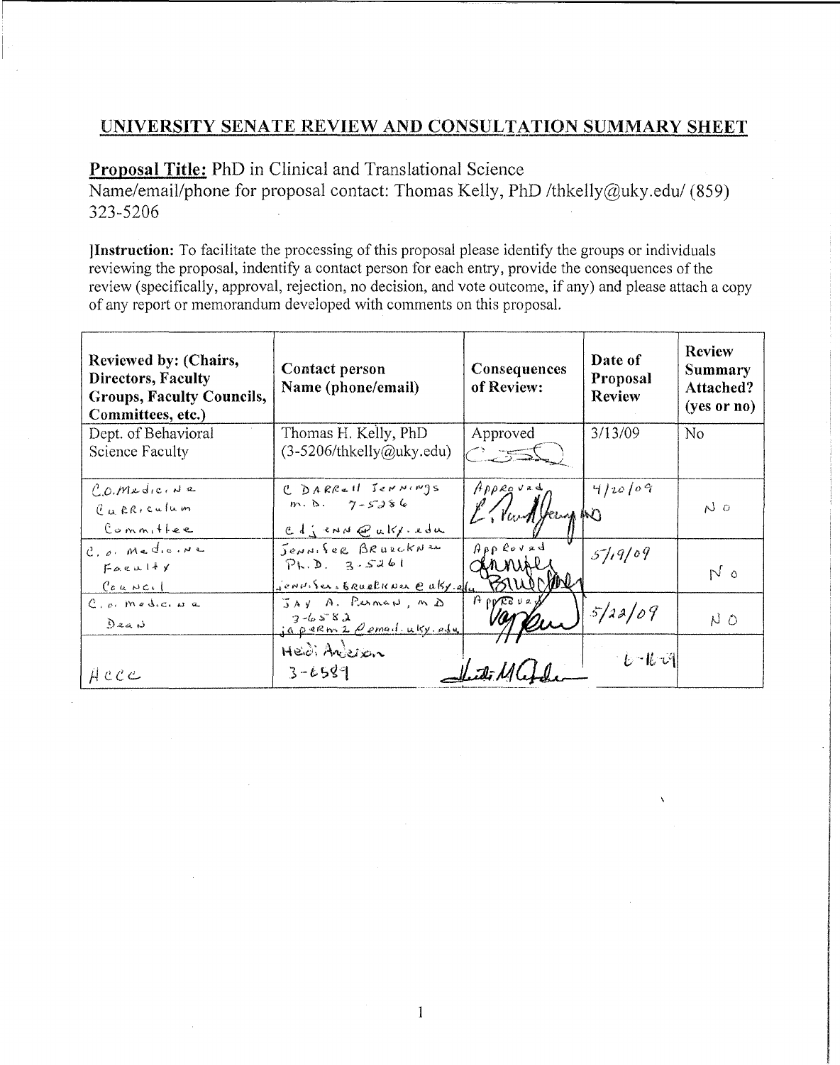## UNIVERSITY SENATE REVIEW AND CONSULTATION SUMMARY SHEET

**Proposal Title:** PhD in Clinical and Translational Science

Name/email/phone for proposal contact: Thomas Kelly, PhD /thkelly@uky.edu/ (859) 323-5206

**Instruction:** To facilitate the processing of this proposal please identify the groups or individuals reviewing the proposal, indentify a contact person for each entry, provide the consequences of the review (specifically, approval, rejection, no decision, and vote outcome, if any) and please attach a copy of any report or memorandum developed with comments on this proposal.

| Reviewed by: (Chairs, Directors, Faculty Groups, Faculty Councils, Committees, etc.) | Contact person Name (phone/email) | Consequences of Review: | Date of Proposal Review | Review Summary Attached? (yes or no) |
|---|---|---|---|---|
| Dept. of Behavioral Science Faculty | Thomas H. Kelly, PhD (3-5206/thkelly@uky.edu) | Approved [signature] | 3/13/09 | No |
| Co. Medicine Curriculum Committee | C Darrell Jennings M.D. 7-5286 cdjenn@uky.edu | Approved [signature] | 4/20/09 | No |
| Co. Medicine Faculty Council | Jennifer Bruckner Ph.D. 3-5261 jennifer.bruckner@uky.edu | Approved [signature] | 5/19/09 | No |
| Co. Medicine Dean | Jay A. Perman, MD 3-6582 japerm2@email.uky.edu | Approved [signature] | 5/22/09 | No |
| HCCC | Heidi Anderson 3-6589 | [signature] | 6-16-09 | |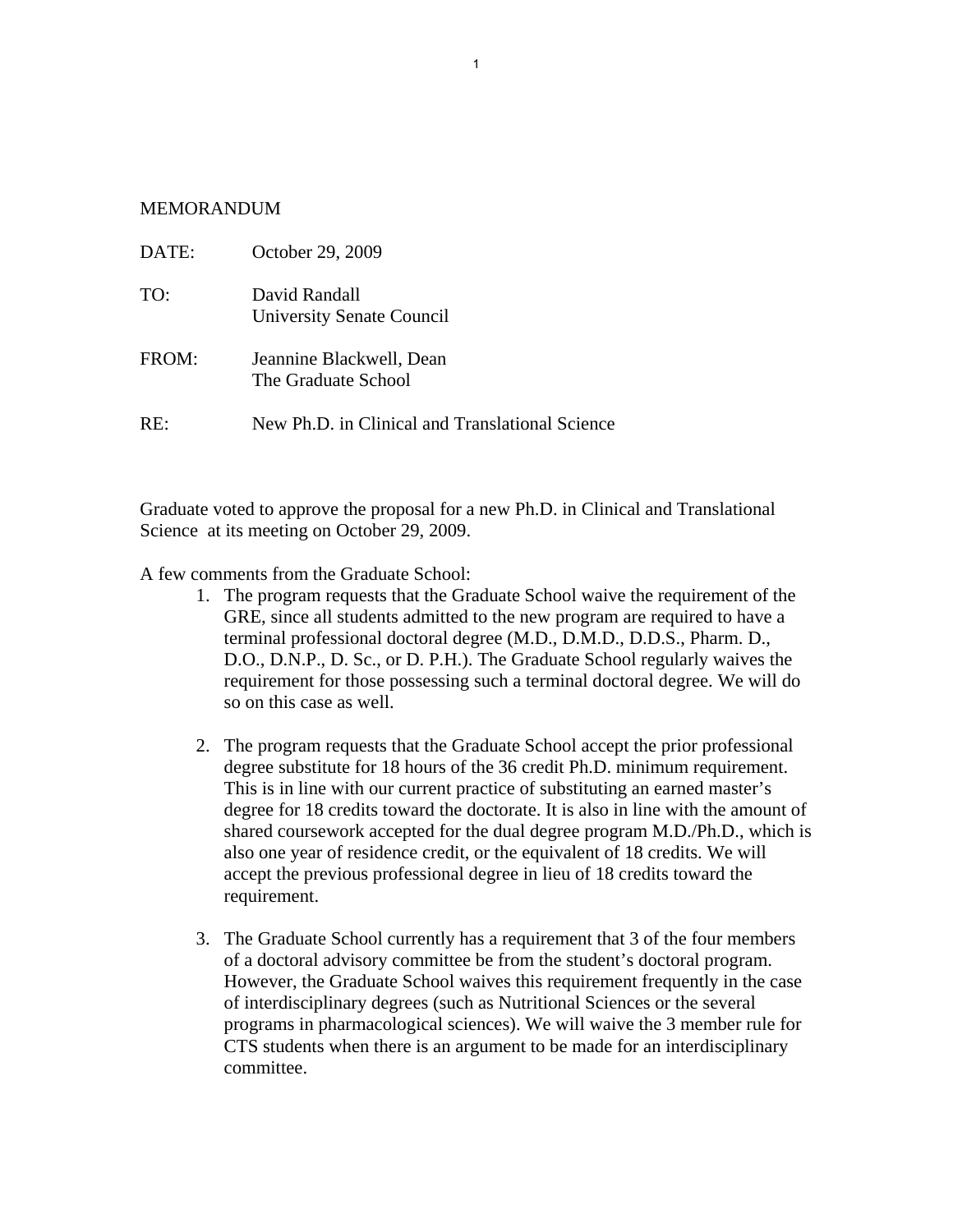MEMORANDUM

DATE: October 29, 2009

TO: David Randall
University Senate Council

FROM: Jeannine Blackwell, Dean
The Graduate School

RE: New Ph.D. in Clinical and Translational Science

Graduate voted to approve the proposal for a new Ph.D. in Clinical and Translational Science at its meeting on October 29, 2009.

A few comments from the Graduate School:

1. The program requests that the Graduate School waive the requirement of the GRE, since all students admitted to the new program are required to have a terminal professional doctoral degree (M.D., D.M.D., D.D.S., Pharm. D., D.O., D.N.P., D. Sc., or D. P.H.). The Graduate School regularly waives the requirement for those possessing such a terminal doctoral degree. We will do so on this case as well.

2. The program requests that the Graduate School accept the prior professional degree substitute for 18 hours of the 36 credit Ph.D. minimum requirement. This is in line with our current practice of substituting an earned master's degree for 18 credits toward the doctorate. It is also in line with the amount of shared coursework accepted for the dual degree program M.D./Ph.D., which is also one year of residence credit, or the equivalent of 18 credits. We will accept the previous professional degree in lieu of 18 credits toward the requirement.

3. The Graduate School currently has a requirement that 3 of the four members of a doctoral advisory committee be from the student's doctoral program. However, the Graduate School waives this requirement frequently in the case of interdisciplinary degrees (such as Nutritional Sciences or the several programs in pharmacological sciences). We will waive the 3 member rule for CTS students when there is an argument to be made for an interdisciplinary committee.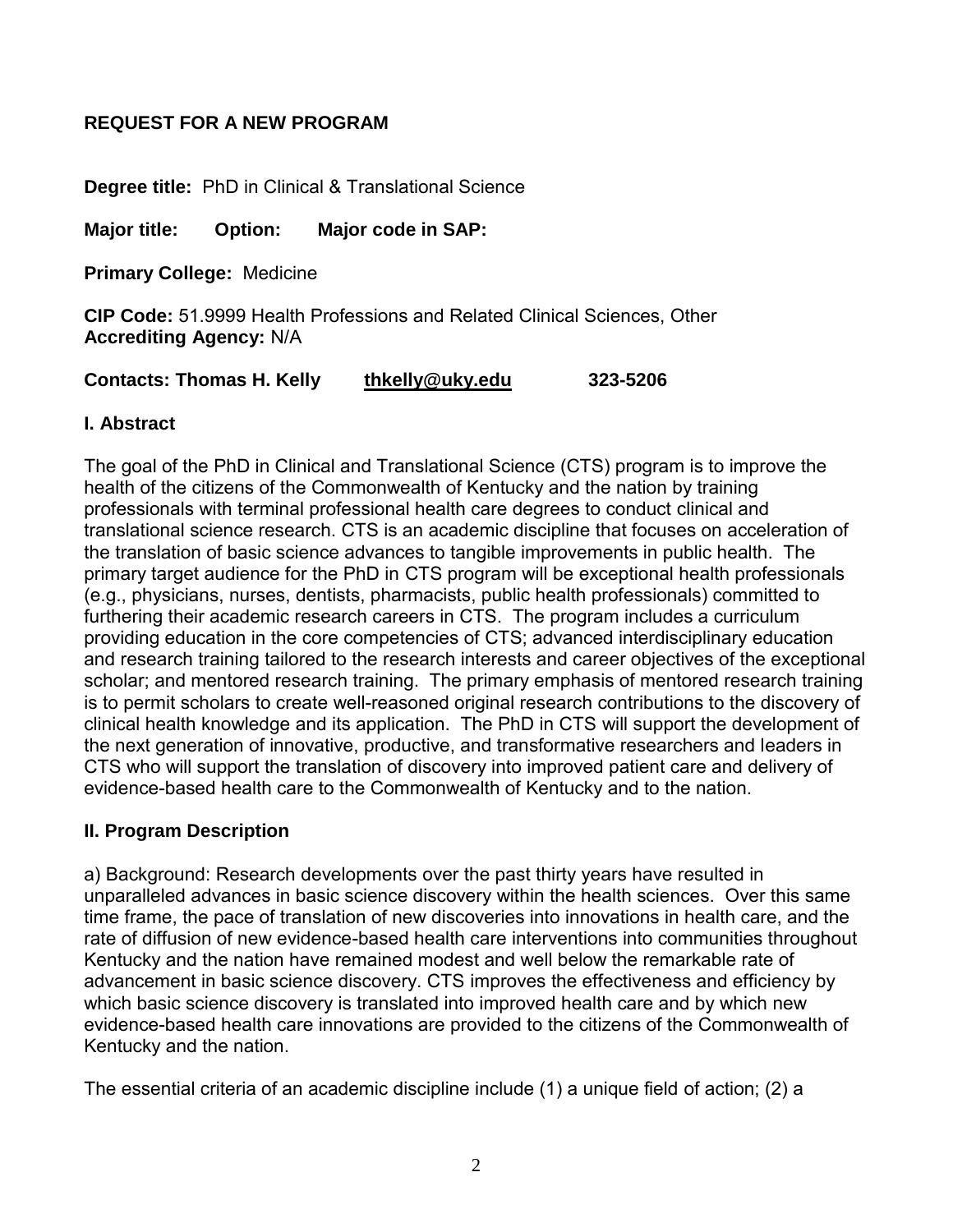**REQUEST FOR A NEW PROGRAM**

**Degree title:** PhD in Clinical & Translational Science

**Major title: Option: Major code in SAP:**

**Primary College:** Medicine

**CIP Code:** 51.9999 Health Professions and Related Clinical Sciences, Other
**Accrediting Agency:** N/A

**Contacts: Thomas H. Kelly thkelly@uky.edu 323-5206**

## I. Abstract

The goal of the PhD in Clinical and Translational Science (CTS) program is to improve the health of the citizens of the Commonwealth of Kentucky and the nation by training professionals with terminal professional health care degrees to conduct clinical and translational science research. CTS is an academic discipline that focuses on acceleration of the translation of basic science advances to tangible improvements in public health. The primary target audience for the PhD in CTS program will be exceptional health professionals (e.g., physicians, nurses, dentists, pharmacists, public health professionals) committed to furthering their academic research careers in CTS. The program includes a curriculum providing education in the core competencies of CTS; advanced interdisciplinary education and research training tailored to the research interests and career objectives of the exceptional scholar; and mentored research training. The primary emphasis of mentored research training is to permit scholars to create well-reasoned original research contributions to the discovery of clinical health knowledge and its application. The PhD in CTS will support the development of the next generation of innovative, productive, and transformative researchers and leaders in CTS who will support the translation of discovery into improved patient care and delivery of evidence-based health care to the Commonwealth of Kentucky and to the nation.

## II. Program Description

a) Background: Research developments over the past thirty years have resulted in unparalleled advances in basic science discovery within the health sciences. Over this same time frame, the pace of translation of new discoveries into innovations in health care, and the rate of diffusion of new evidence-based health care interventions into communities throughout Kentucky and the nation have remained modest and well below the remarkable rate of advancement in basic science discovery. CTS improves the effectiveness and efficiency by which basic science discovery is translated into improved health care and by which new evidence-based health care innovations are provided to the citizens of the Commonwealth of Kentucky and the nation.

The essential criteria of an academic discipline include (1) a unique field of action; (2) a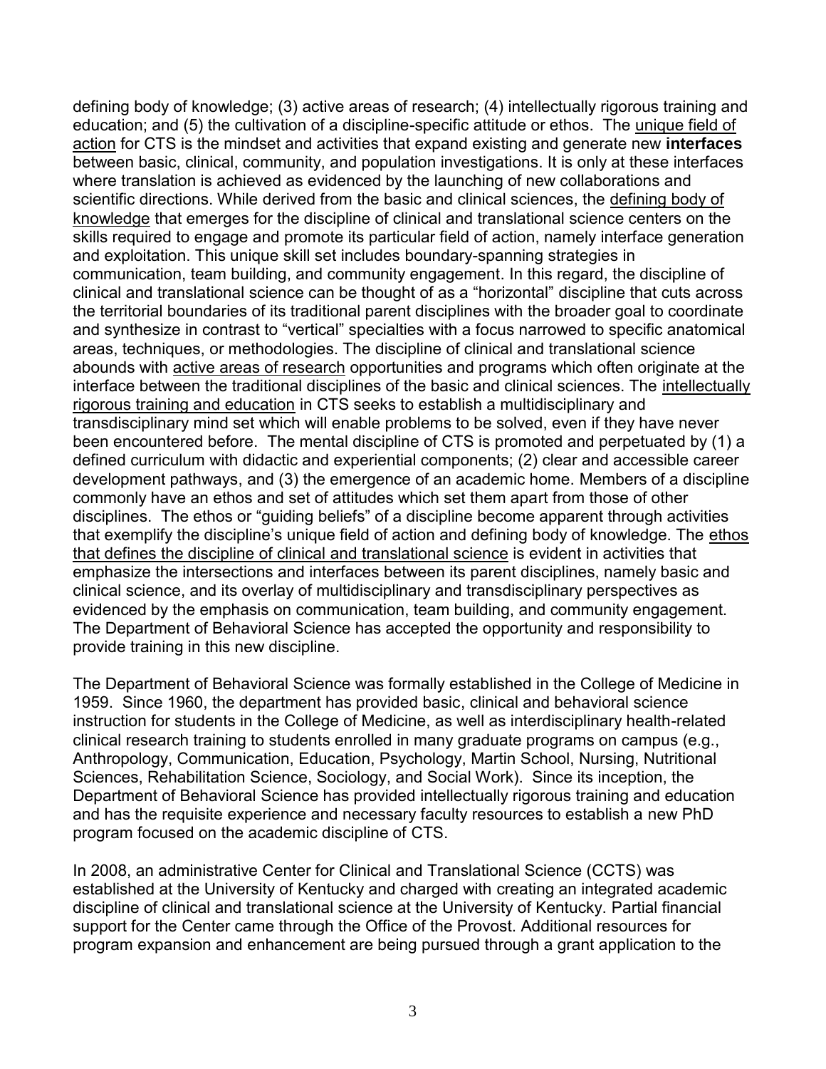defining body of knowledge; (3) active areas of research; (4) intellectually rigorous training and education; and (5) the cultivation of a discipline-specific attitude or ethos. The unique field of action for CTS is the mindset and activities that expand existing and generate new **interfaces** between basic, clinical, community, and population investigations. It is only at these interfaces where translation is achieved as evidenced by the launching of new collaborations and scientific directions. While derived from the basic and clinical sciences, the defining body of knowledge that emerges for the discipline of clinical and translational science centers on the skills required to engage and promote its particular field of action, namely interface generation and exploitation. This unique skill set includes boundary-spanning strategies in communication, team building, and community engagement. In this regard, the discipline of clinical and translational science can be thought of as a "horizontal" discipline that cuts across the territorial boundaries of its traditional parent disciplines with the broader goal to coordinate and synthesize in contrast to "vertical" specialties with a focus narrowed to specific anatomical areas, techniques, or methodologies. The discipline of clinical and translational science abounds with active areas of research opportunities and programs which often originate at the interface between the traditional disciplines of the basic and clinical sciences. The intellectually rigorous training and education in CTS seeks to establish a multidisciplinary and transdisciplinary mind set which will enable problems to be solved, even if they have never been encountered before. The mental discipline of CTS is promoted and perpetuated by (1) a defined curriculum with didactic and experiential components; (2) clear and accessible career development pathways, and (3) the emergence of an academic home. Members of a discipline commonly have an ethos and set of attitudes which set them apart from those of other disciplines. The ethos or "guiding beliefs" of a discipline become apparent through activities that exemplify the discipline's unique field of action and defining body of knowledge. The ethos that defines the discipline of clinical and translational science is evident in activities that emphasize the intersections and interfaces between its parent disciplines, namely basic and clinical science, and its overlay of multidisciplinary and transdisciplinary perspectives as evidenced by the emphasis on communication, team building, and community engagement. The Department of Behavioral Science has accepted the opportunity and responsibility to provide training in this new discipline.

The Department of Behavioral Science was formally established in the College of Medicine in 1959. Since 1960, the department has provided basic, clinical and behavioral science instruction for students in the College of Medicine, as well as interdisciplinary health-related clinical research training to students enrolled in many graduate programs on campus (e.g., Anthropology, Communication, Education, Psychology, Martin School, Nursing, Nutritional Sciences, Rehabilitation Science, Sociology, and Social Work). Since its inception, the Department of Behavioral Science has provided intellectually rigorous training and education and has the requisite experience and necessary faculty resources to establish a new PhD program focused on the academic discipline of CTS.

In 2008, an administrative Center for Clinical and Translational Science (CCTS) was established at the University of Kentucky and charged with creating an integrated academic discipline of clinical and translational science at the University of Kentucky. Partial financial support for the Center came through the Office of the Provost. Additional resources for program expansion and enhancement are being pursued through a grant application to the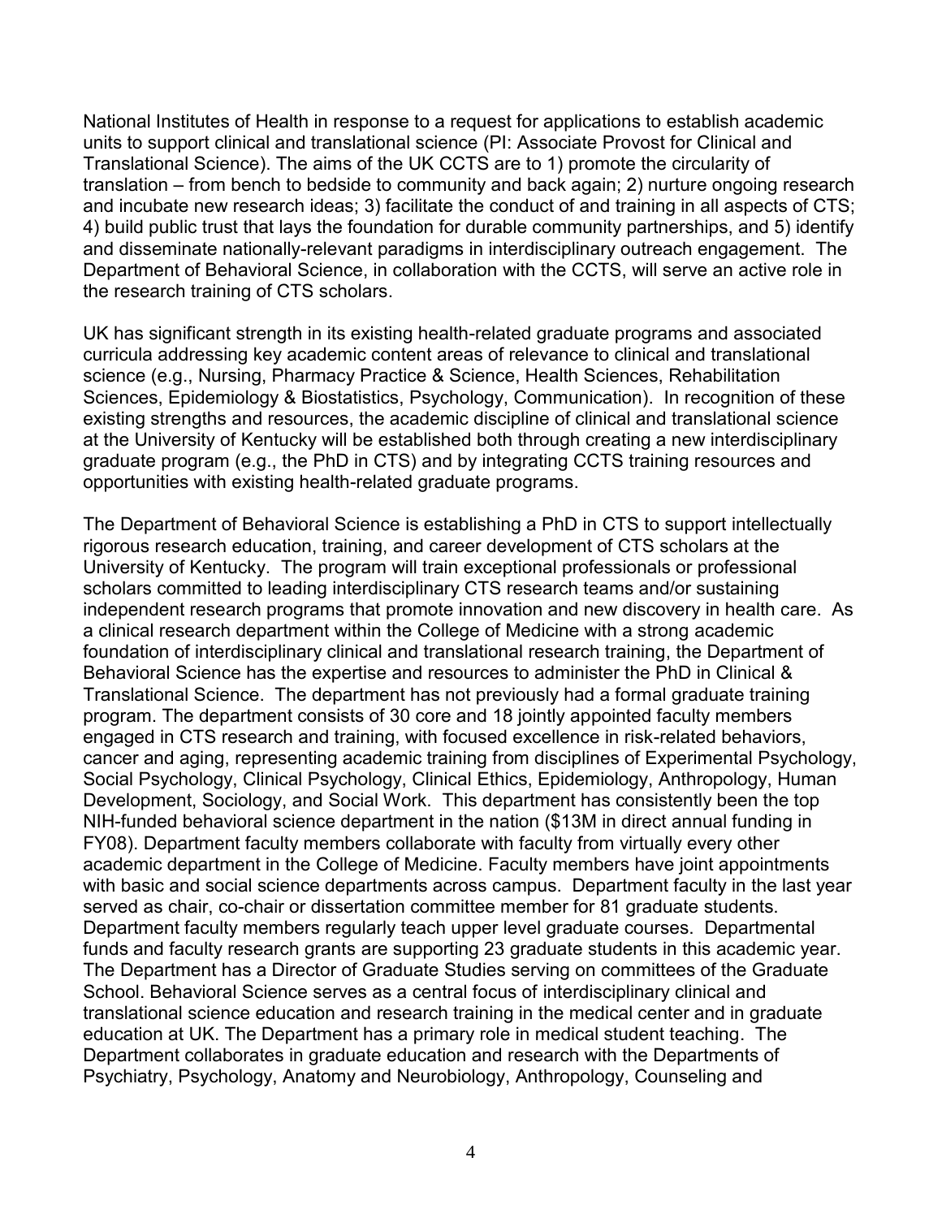National Institutes of Health in response to a request for applications to establish academic units to support clinical and translational science (PI: Associate Provost for Clinical and Translational Science). The aims of the UK CCTS are to 1) promote the circularity of translation – from bench to bedside to community and back again; 2) nurture ongoing research and incubate new research ideas; 3) facilitate the conduct of and training in all aspects of CTS; 4) build public trust that lays the foundation for durable community partnerships, and 5) identify and disseminate nationally-relevant paradigms in interdisciplinary outreach engagement. The Department of Behavioral Science, in collaboration with the CCTS, will serve an active role in the research training of CTS scholars.

UK has significant strength in its existing health-related graduate programs and associated curricula addressing key academic content areas of relevance to clinical and translational science (e.g., Nursing, Pharmacy Practice & Science, Health Sciences, Rehabilitation Sciences, Epidemiology & Biostatistics, Psychology, Communication). In recognition of these existing strengths and resources, the academic discipline of clinical and translational science at the University of Kentucky will be established both through creating a new interdisciplinary graduate program (e.g., the PhD in CTS) and by integrating CCTS training resources and opportunities with existing health-related graduate programs.

The Department of Behavioral Science is establishing a PhD in CTS to support intellectually rigorous research education, training, and career development of CTS scholars at the University of Kentucky. The program will train exceptional professionals or professional scholars committed to leading interdisciplinary CTS research teams and/or sustaining independent research programs that promote innovation and new discovery in health care. As a clinical research department within the College of Medicine with a strong academic foundation of interdisciplinary clinical and translational research training, the Department of Behavioral Science has the expertise and resources to administer the PhD in Clinical & Translational Science. The department has not previously had a formal graduate training program. The department consists of 30 core and 18 jointly appointed faculty members engaged in CTS research and training, with focused excellence in risk-related behaviors, cancer and aging, representing academic training from disciplines of Experimental Psychology, Social Psychology, Clinical Psychology, Clinical Ethics, Epidemiology, Anthropology, Human Development, Sociology, and Social Work. This department has consistently been the top NIH-funded behavioral science department in the nation ($13M in direct annual funding in FY08). Department faculty members collaborate with faculty from virtually every other academic department in the College of Medicine. Faculty members have joint appointments with basic and social science departments across campus. Department faculty in the last year served as chair, co-chair or dissertation committee member for 81 graduate students. Department faculty members regularly teach upper level graduate courses. Departmental funds and faculty research grants are supporting 23 graduate students in this academic year. The Department has a Director of Graduate Studies serving on committees of the Graduate School. Behavioral Science serves as a central focus of interdisciplinary clinical and translational science education and research training in the medical center and in graduate education at UK. The Department has a primary role in medical student teaching. The Department collaborates in graduate education and research with the Departments of Psychiatry, Psychology, Anatomy and Neurobiology, Anthropology, Counseling and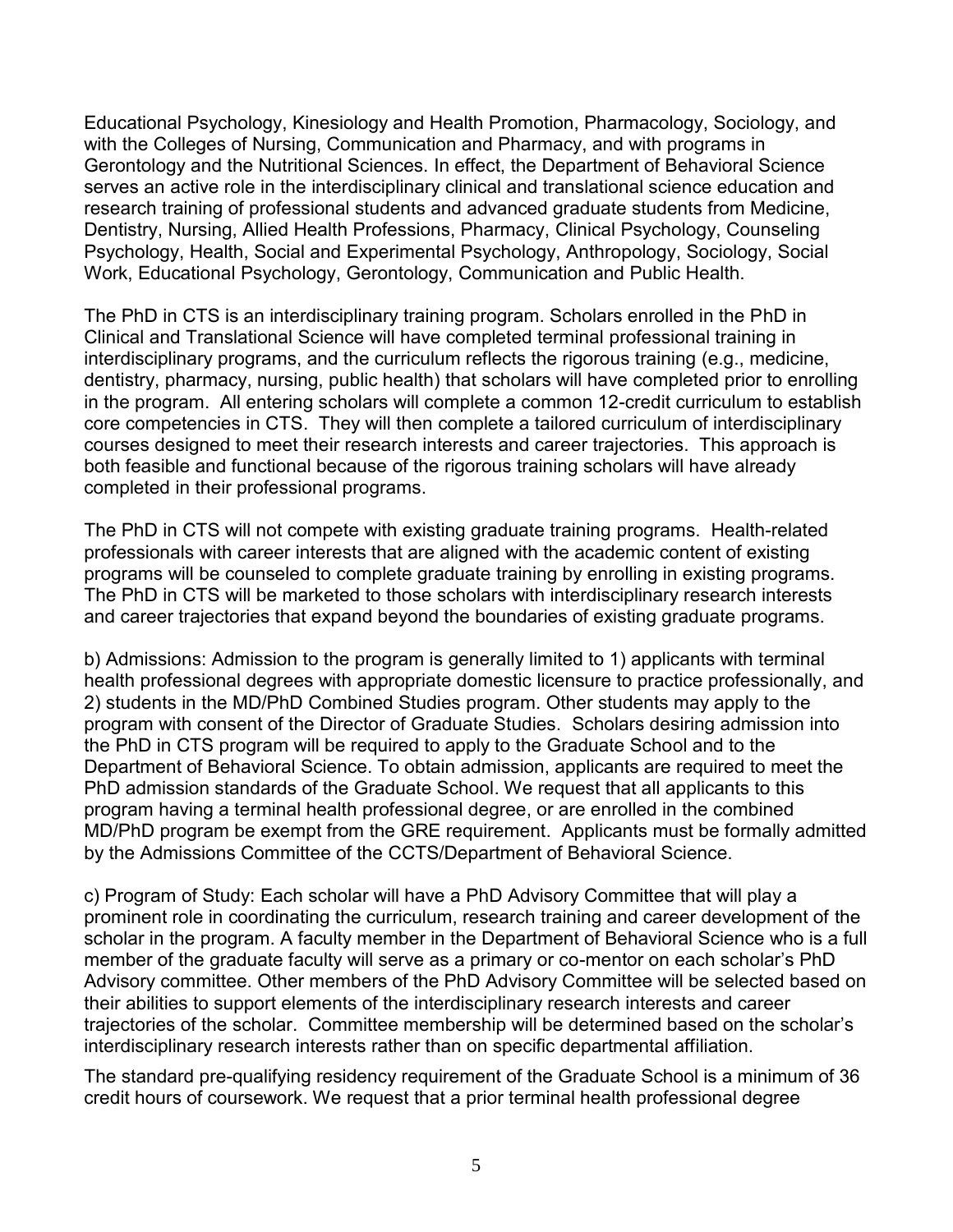Educational Psychology, Kinesiology and Health Promotion, Pharmacology, Sociology, and with the Colleges of Nursing, Communication and Pharmacy, and with programs in Gerontology and the Nutritional Sciences. In effect, the Department of Behavioral Science serves an active role in the interdisciplinary clinical and translational science education and research training of professional students and advanced graduate students from Medicine, Dentistry, Nursing, Allied Health Professions, Pharmacy, Clinical Psychology, Counseling Psychology, Health, Social and Experimental Psychology, Anthropology, Sociology, Social Work, Educational Psychology, Gerontology, Communication and Public Health.

The PhD in CTS is an interdisciplinary training program. Scholars enrolled in the PhD in Clinical and Translational Science will have completed terminal professional training in interdisciplinary programs, and the curriculum reflects the rigorous training (e.g., medicine, dentistry, pharmacy, nursing, public health) that scholars will have completed prior to enrolling in the program. All entering scholars will complete a common 12-credit curriculum to establish core competencies in CTS. They will then complete a tailored curriculum of interdisciplinary courses designed to meet their research interests and career trajectories. This approach is both feasible and functional because of the rigorous training scholars will have already completed in their professional programs.

The PhD in CTS will not compete with existing graduate training programs. Health-related professionals with career interests that are aligned with the academic content of existing programs will be counseled to complete graduate training by enrolling in existing programs. The PhD in CTS will be marketed to those scholars with interdisciplinary research interests and career trajectories that expand beyond the boundaries of existing graduate programs.

b) Admissions: Admission to the program is generally limited to 1) applicants with terminal health professional degrees with appropriate domestic licensure to practice professionally, and 2) students in the MD/PhD Combined Studies program. Other students may apply to the program with consent of the Director of Graduate Studies. Scholars desiring admission into the PhD in CTS program will be required to apply to the Graduate School and to the Department of Behavioral Science. To obtain admission, applicants are required to meet the PhD admission standards of the Graduate School. We request that all applicants to this program having a terminal health professional degree, or are enrolled in the combined MD/PhD program be exempt from the GRE requirement. Applicants must be formally admitted by the Admissions Committee of the CCTS/Department of Behavioral Science.

c) Program of Study: Each scholar will have a PhD Advisory Committee that will play a prominent role in coordinating the curriculum, research training and career development of the scholar in the program. A faculty member in the Department of Behavioral Science who is a full member of the graduate faculty will serve as a primary or co-mentor on each scholar's PhD Advisory committee. Other members of the PhD Advisory Committee will be selected based on their abilities to support elements of the interdisciplinary research interests and career trajectories of the scholar. Committee membership will be determined based on the scholar's interdisciplinary research interests rather than on specific departmental affiliation.

The standard pre-qualifying residency requirement of the Graduate School is a minimum of 36 credit hours of coursework. We request that a prior terminal health professional degree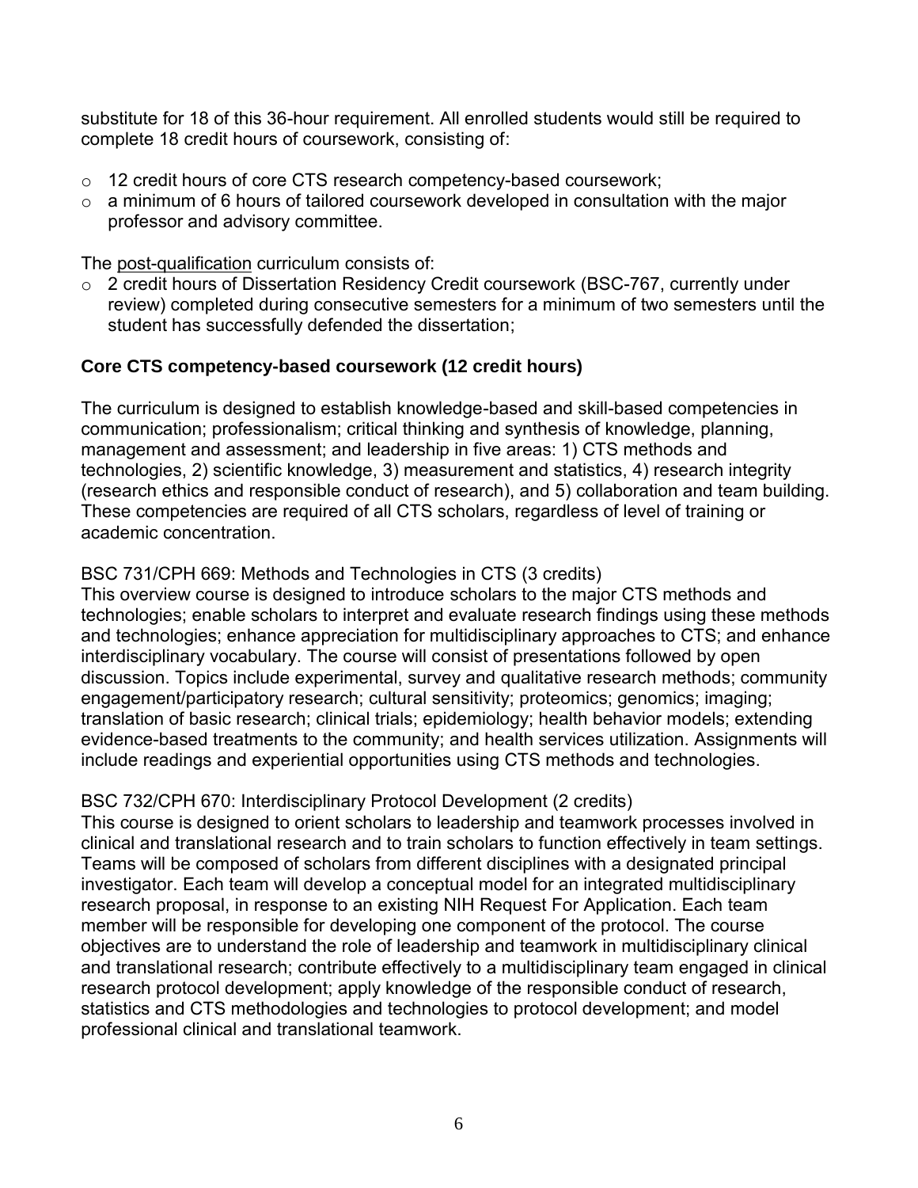substitute for 18 of this 36-hour requirement. All enrolled students would still be required to complete 18 credit hours of coursework, consisting of:

- 12 credit hours of core CTS research competency-based coursework;
- a minimum of 6 hours of tailored coursework developed in consultation with the major professor and advisory committee.

The post-qualification curriculum consists of:

- 2 credit hours of Dissertation Residency Credit coursework (BSC-767, currently under review) completed during consecutive semesters for a minimum of two semesters until the student has successfully defended the dissertation;

**Core CTS competency-based coursework (12 credit hours)**

The curriculum is designed to establish knowledge-based and skill-based competencies in communication; professionalism; critical thinking and synthesis of knowledge, planning, management and assessment; and leadership in five areas: 1) CTS methods and technologies, 2) scientific knowledge, 3) measurement and statistics, 4) research integrity (research ethics and responsible conduct of research), and 5) collaboration and team building. These competencies are required of all CTS scholars, regardless of level of training or academic concentration.

BSC 731/CPH 669: Methods and Technologies in CTS (3 credits)
This overview course is designed to introduce scholars to the major CTS methods and technologies; enable scholars to interpret and evaluate research findings using these methods and technologies; enhance appreciation for multidisciplinary approaches to CTS; and enhance interdisciplinary vocabulary. The course will consist of presentations followed by open discussion. Topics include experimental, survey and qualitative research methods; community engagement/participatory research; cultural sensitivity; proteomics; genomics; imaging; translation of basic research; clinical trials; epidemiology; health behavior models; extending evidence-based treatments to the community; and health services utilization. Assignments will include readings and experiential opportunities using CTS methods and technologies.

BSC 732/CPH 670: Interdisciplinary Protocol Development (2 credits)
This course is designed to orient scholars to leadership and teamwork processes involved in clinical and translational research and to train scholars to function effectively in team settings. Teams will be composed of scholars from different disciplines with a designated principal investigator. Each team will develop a conceptual model for an integrated multidisciplinary research proposal, in response to an existing NIH Request For Application. Each team member will be responsible for developing one component of the protocol. The course objectives are to understand the role of leadership and teamwork in multidisciplinary clinical and translational research; contribute effectively to a multidisciplinary team engaged in clinical research protocol development; apply knowledge of the responsible conduct of research, statistics and CTS methodologies and technologies to protocol development; and model professional clinical and translational teamwork.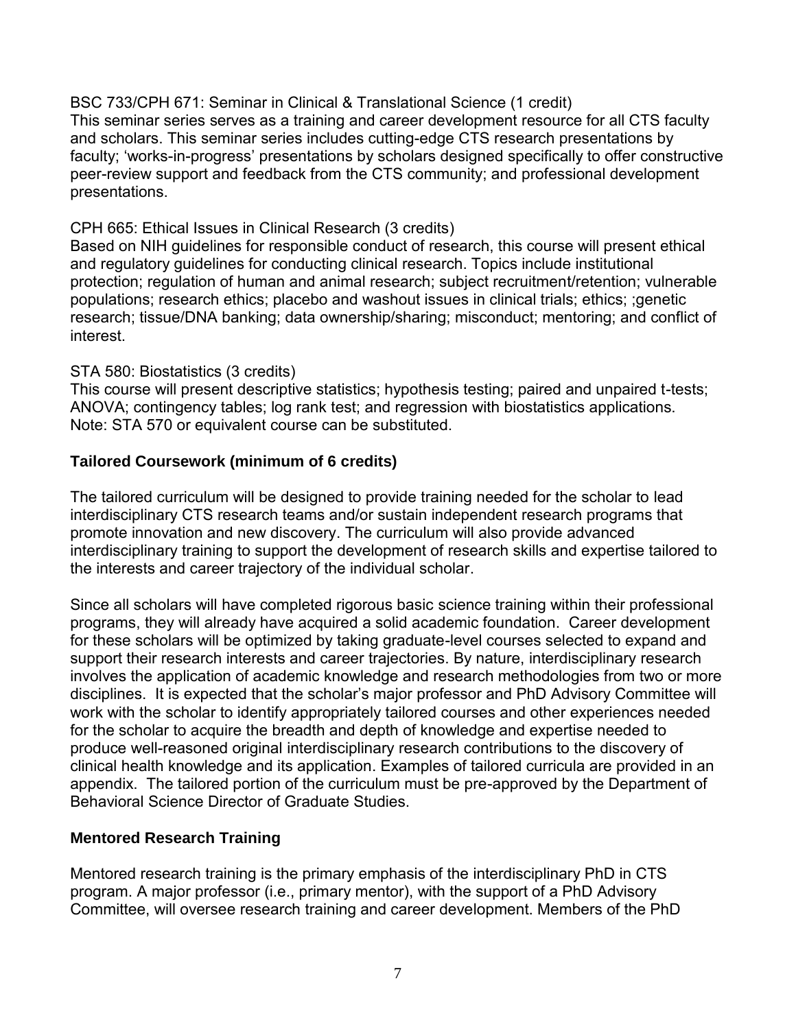BSC 733/CPH 671: Seminar in Clinical & Translational Science (1 credit)
This seminar series serves as a training and career development resource for all CTS faculty and scholars. This seminar series includes cutting-edge CTS research presentations by faculty; 'works-in-progress' presentations by scholars designed specifically to offer constructive peer-review support and feedback from the CTS community; and professional development presentations.

CPH 665: Ethical Issues in Clinical Research (3 credits)
Based on NIH guidelines for responsible conduct of research, this course will present ethical and regulatory guidelines for conducting clinical research. Topics include institutional protection; regulation of human and animal research; subject recruitment/retention; vulnerable populations; research ethics; placebo and washout issues in clinical trials; ethics; ;genetic research; tissue/DNA banking; data ownership/sharing; misconduct; mentoring; and conflict of interest.

STA 580: Biostatistics (3 credits)
This course will present descriptive statistics; hypothesis testing; paired and unpaired t-tests; ANOVA; contingency tables; log rank test; and regression with biostatistics applications. Note: STA 570 or equivalent course can be substituted.

**Tailored Coursework (minimum of 6 credits)**

The tailored curriculum will be designed to provide training needed for the scholar to lead interdisciplinary CTS research teams and/or sustain independent research programs that promote innovation and new discovery. The curriculum will also provide advanced interdisciplinary training to support the development of research skills and expertise tailored to the interests and career trajectory of the individual scholar.

Since all scholars will have completed rigorous basic science training within their professional programs, they will already have acquired a solid academic foundation. Career development for these scholars will be optimized by taking graduate-level courses selected to expand and support their research interests and career trajectories. By nature, interdisciplinary research involves the application of academic knowledge and research methodologies from two or more disciplines. It is expected that the scholar's major professor and PhD Advisory Committee will work with the scholar to identify appropriately tailored courses and other experiences needed for the scholar to acquire the breadth and depth of knowledge and expertise needed to produce well-reasoned original interdisciplinary research contributions to the discovery of clinical health knowledge and its application. Examples of tailored curricula are provided in an appendix. The tailored portion of the curriculum must be pre-approved by the Department of Behavioral Science Director of Graduate Studies.

**Mentored Research Training**

Mentored research training is the primary emphasis of the interdisciplinary PhD in CTS program. A major professor (i.e., primary mentor), with the support of a PhD Advisory Committee, will oversee research training and career development. Members of the PhD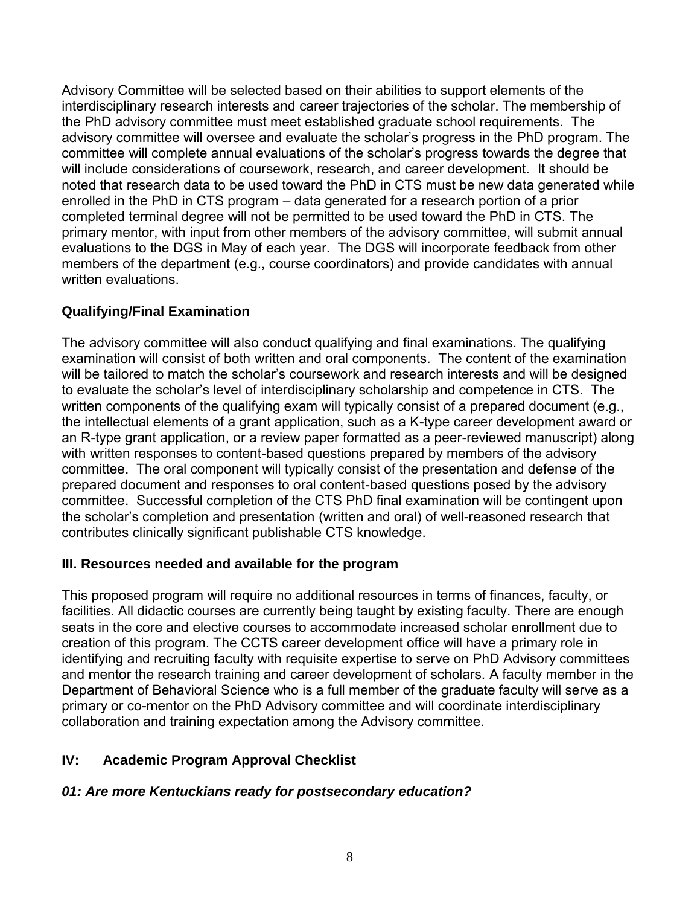Advisory Committee will be selected based on their abilities to support elements of the interdisciplinary research interests and career trajectories of the scholar. The membership of the PhD advisory committee must meet established graduate school requirements. The advisory committee will oversee and evaluate the scholar's progress in the PhD program. The committee will complete annual evaluations of the scholar's progress towards the degree that will include considerations of coursework, research, and career development. It should be noted that research data to be used toward the PhD in CTS must be new data generated while enrolled in the PhD in CTS program – data generated for a research portion of a prior completed terminal degree will not be permitted to be used toward the PhD in CTS. The primary mentor, with input from other members of the advisory committee, will submit annual evaluations to the DGS in May of each year. The DGS will incorporate feedback from other members of the department (e.g., course coordinators) and provide candidates with annual written evaluations.

### Qualifying/Final Examination

The advisory committee will also conduct qualifying and final examinations. The qualifying examination will consist of both written and oral components. The content of the examination will be tailored to match the scholar's coursework and research interests and will be designed to evaluate the scholar's level of interdisciplinary scholarship and competence in CTS. The written components of the qualifying exam will typically consist of a prepared document (e.g., the intellectual elements of a grant application, such as a K-type career development award or an R-type grant application, or a review paper formatted as a peer-reviewed manuscript) along with written responses to content-based questions prepared by members of the advisory committee. The oral component will typically consist of the presentation and defense of the prepared document and responses to oral content-based questions posed by the advisory committee. Successful completion of the CTS PhD final examination will be contingent upon the scholar's completion and presentation (written and oral) of well-reasoned research that contributes clinically significant publishable CTS knowledge.

## III. Resources needed and available for the program

This proposed program will require no additional resources in terms of finances, faculty, or facilities. All didactic courses are currently being taught by existing faculty. There are enough seats in the core and elective courses to accommodate increased scholar enrollment due to creation of this program. The CCTS career development office will have a primary role in identifying and recruiting faculty with requisite expertise to serve on PhD Advisory committees and mentor the research training and career development of scholars. A faculty member in the Department of Behavioral Science who is a full member of the graduate faculty will serve as a primary or co-mentor on the PhD Advisory committee and will coordinate interdisciplinary collaboration and training expectation among the Advisory committee.

## IV: Academic Program Approval Checklist

### *01: Are more Kentuckians ready for postsecondary education?*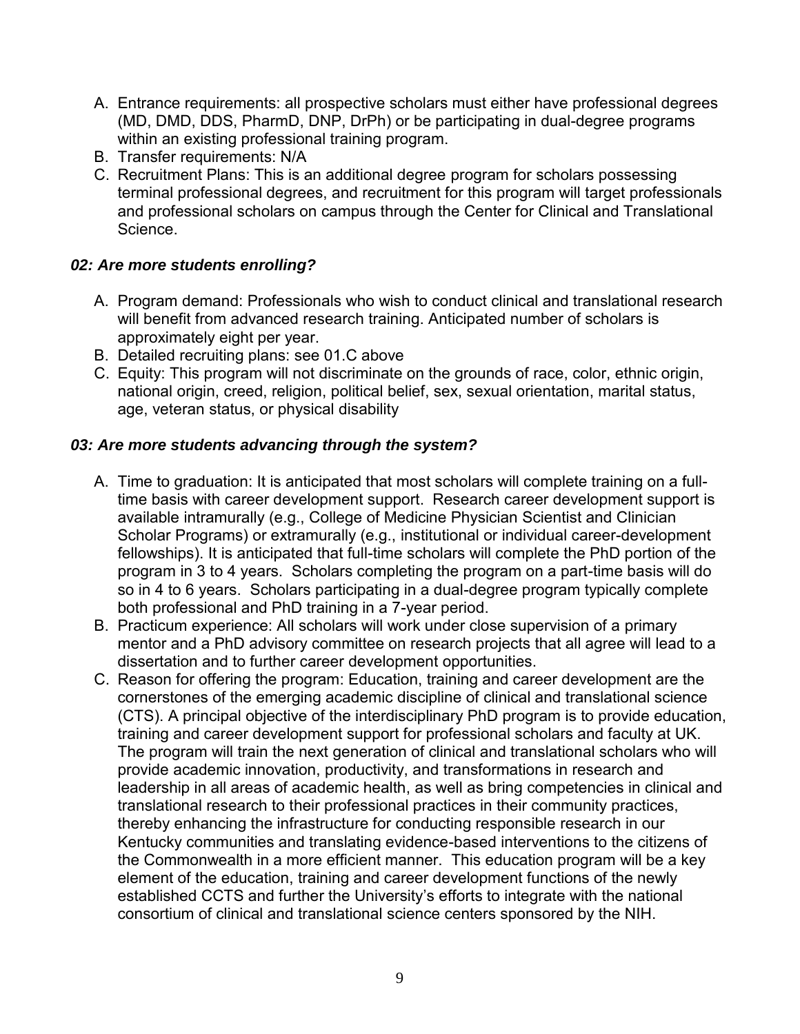A. Entrance requirements: all prospective scholars must either have professional degrees (MD, DMD, DDS, PharmD, DNP, DrPh) or be participating in dual-degree programs within an existing professional training program.
B. Transfer requirements: N/A
C. Recruitment Plans: This is an additional degree program for scholars possessing terminal professional degrees, and recruitment for this program will target professionals and professional scholars on campus through the Center for Clinical and Translational Science.

### *02: Are more students enrolling?*

A. Program demand: Professionals who wish to conduct clinical and translational research will benefit from advanced research training. Anticipated number of scholars is approximately eight per year.
B. Detailed recruiting plans: see 01.C above
C. Equity: This program will not discriminate on the grounds of race, color, ethnic origin, national origin, creed, religion, political belief, sex, sexual orientation, marital status, age, veteran status, or physical disability

### *03: Are more students advancing through the system?*

A. Time to graduation: It is anticipated that most scholars will complete training on a full-time basis with career development support. Research career development support is available intramurally (e.g., College of Medicine Physician Scientist and Clinician Scholar Programs) or extramurally (e.g., institutional or individual career-development fellowships). It is anticipated that full-time scholars will complete the PhD portion of the program in 3 to 4 years. Scholars completing the program on a part-time basis will do so in 4 to 6 years. Scholars participating in a dual-degree program typically complete both professional and PhD training in a 7-year period.
B. Practicum experience: All scholars will work under close supervision of a primary mentor and a PhD advisory committee on research projects that all agree will lead to a dissertation and to further career development opportunities.
C. Reason for offering the program: Education, training and career development are the cornerstones of the emerging academic discipline of clinical and translational science (CTS). A principal objective of the interdisciplinary PhD program is to provide education, training and career development support for professional scholars and faculty at UK. The program will train the next generation of clinical and translational scholars who will provide academic innovation, productivity, and transformations in research and leadership in all areas of academic health, as well as bring competencies in clinical and translational research to their professional practices in their community practices, thereby enhancing the infrastructure for conducting responsible research in our Kentucky communities and translating evidence-based interventions to the citizens of the Commonwealth in a more efficient manner. This education program will be a key element of the education, training and career development functions of the newly established CCTS and further the University's efforts to integrate with the national consortium of clinical and translational science centers sponsored by the NIH.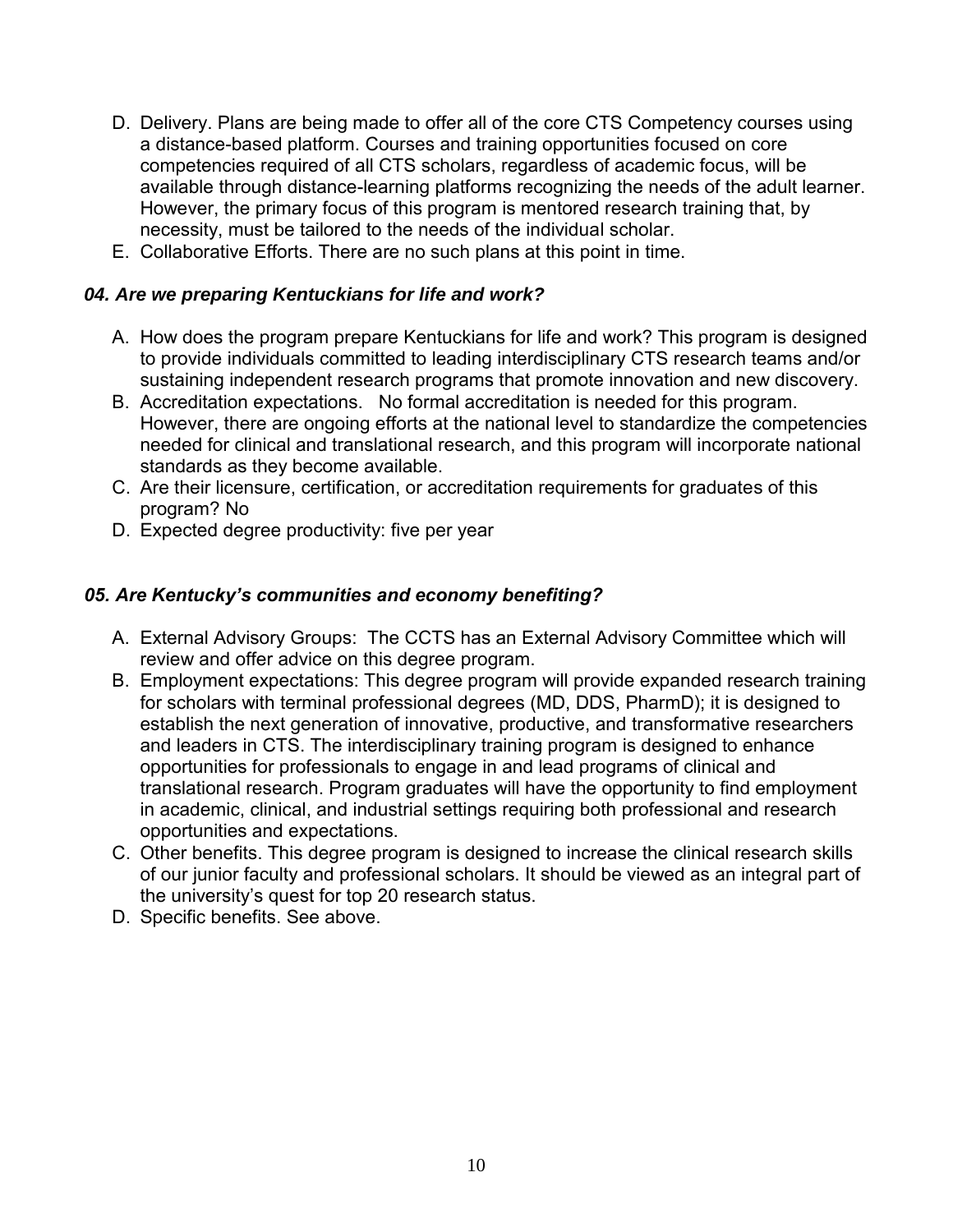D. Delivery. Plans are being made to offer all of the core CTS Competency courses using a distance-based platform. Courses and training opportunities focused on core competencies required of all CTS scholars, regardless of academic focus, will be available through distance-learning platforms recognizing the needs of the adult learner. However, the primary focus of this program is mentored research training that, by necessity, must be tailored to the needs of the individual scholar.
E. Collaborative Efforts. There are no such plans at this point in time.

### *04. Are we preparing Kentuckians for life and work?*

A. How does the program prepare Kentuckians for life and work? This program is designed to provide individuals committed to leading interdisciplinary CTS research teams and/or sustaining independent research programs that promote innovation and new discovery.
B. Accreditation expectations. No formal accreditation is needed for this program. However, there are ongoing efforts at the national level to standardize the competencies needed for clinical and translational research, and this program will incorporate national standards as they become available.
C. Are their licensure, certification, or accreditation requirements for graduates of this program? No
D. Expected degree productivity: five per year

### *05. Are Kentucky's communities and economy benefiting?*

A. External Advisory Groups: The CCTS has an External Advisory Committee which will review and offer advice on this degree program.
B. Employment expectations: This degree program will provide expanded research training for scholars with terminal professional degrees (MD, DDS, PharmD); it is designed to establish the next generation of innovative, productive, and transformative researchers and leaders in CTS. The interdisciplinary training program is designed to enhance opportunities for professionals to engage in and lead programs of clinical and translational research. Program graduates will have the opportunity to find employment in academic, clinical, and industrial settings requiring both professional and research opportunities and expectations.
C. Other benefits. This degree program is designed to increase the clinical research skills of our junior faculty and professional scholars. It should be viewed as an integral part of the university's quest for top 20 research status.
D. Specific benefits. See above.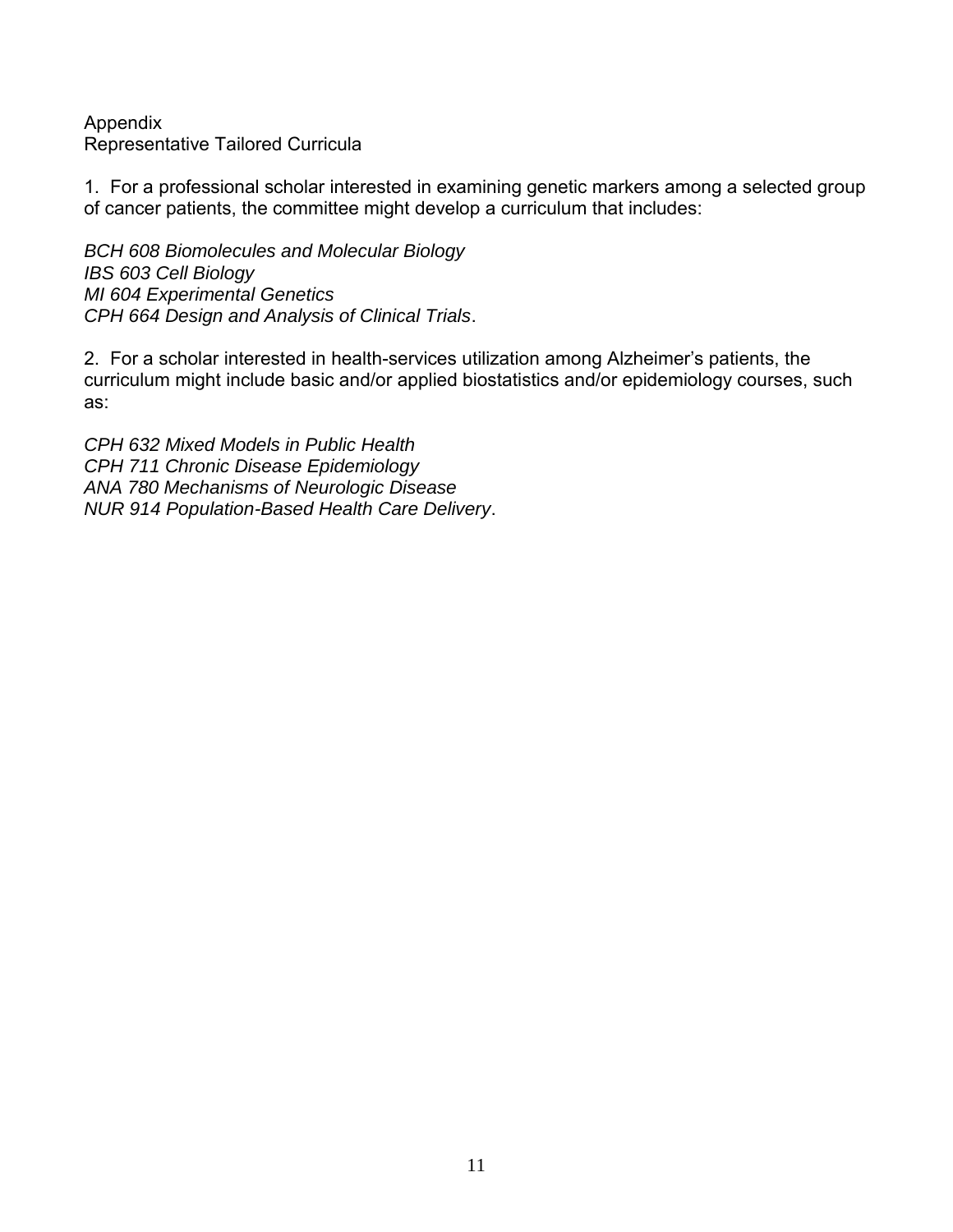Appendix

Representative Tailored Curricula

1. For a professional scholar interested in examining genetic markers among a selected group of cancer patients, the committee might develop a curriculum that includes:

*BCH 608 Biomolecules and Molecular Biology*
*IBS 603 Cell Biology*
*MI 604 Experimental Genetics*
*CPH 664 Design and Analysis of Clinical Trials*.

2. For a scholar interested in health-services utilization among Alzheimer's patients, the curriculum might include basic and/or applied biostatistics and/or epidemiology courses, such as:

*CPH 632 Mixed Models in Public Health*
*CPH 711 Chronic Disease Epidemiology*
*ANA 780 Mechanisms of Neurologic Disease*
*NUR 914 Population-Based Health Care Delivery*.